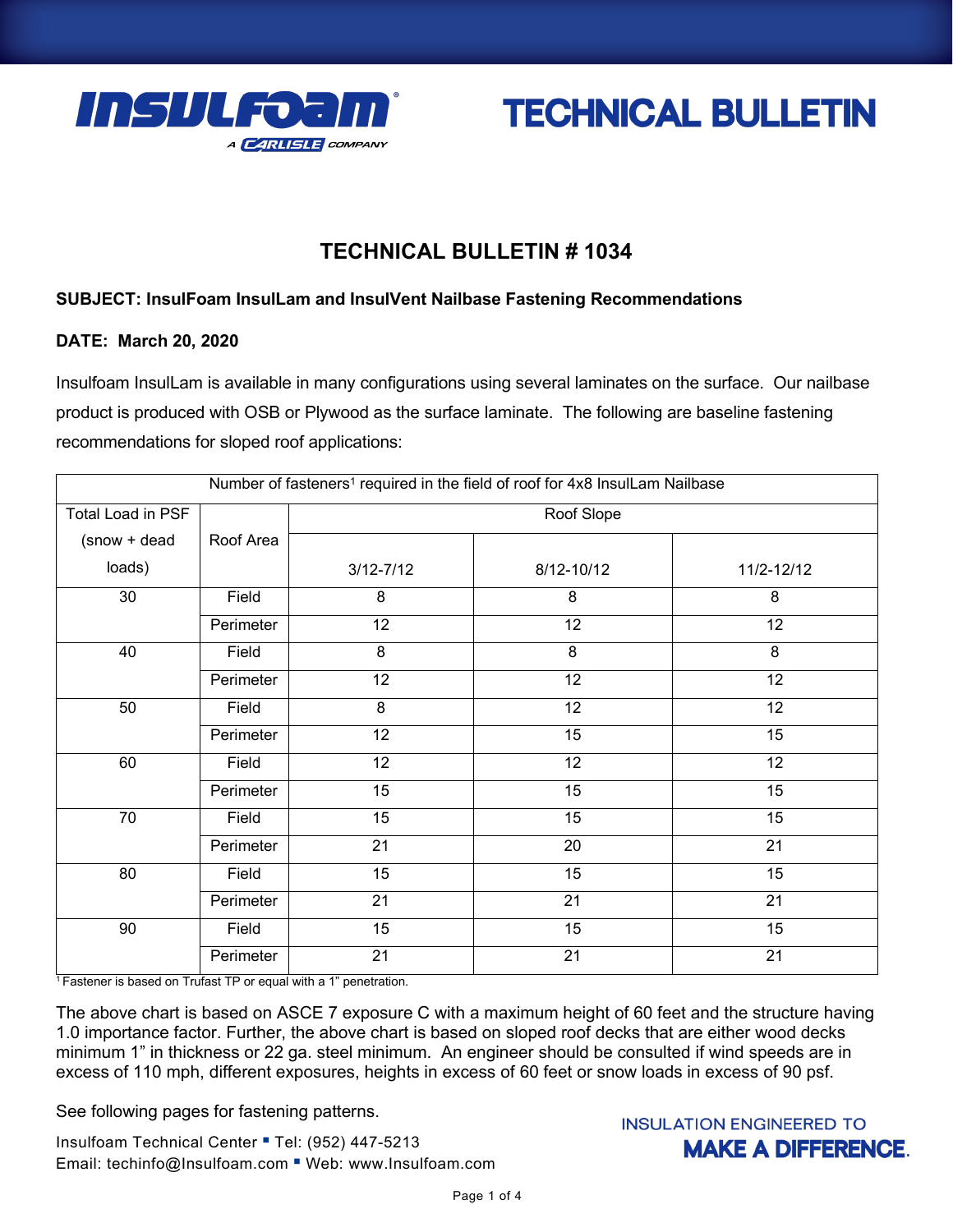INSULFOAM® A CARLISLE COMPANY

# TECHNICAL BULLETIN

## TECHNICAL BULLETIN # 1034

**SUBJECT: InsulFoam InsulLam and InsulVent Nailbase Fastening Recommendations**

**DATE: March 20, 2020**

Insulfoam InsulLam is available in many configurations using several laminates on the surface. Our nailbase product is produced with OSB or Plywood as the surface laminate. The following are baseline fastening recommendations for sloped roof applications:

| Number of fasteners[1] required in the field of roof for 4x8 InsulLam Nailbase | | | | |
|---|---|---|---|---|
| Total Load in PSF (snow + dead loads) | Roof Area | Roof Slope | | |
| | | 3/12-7/12 | 8/12-10/12 | 11/2-12/12 |
| 30 | Field | 8 | 8 | 8 |
| | Perimeter | 12 | 12 | 12 |
| 40 | Field | 8 | 8 | 8 |
| | Perimeter | 12 | 12 | 12 |
| 50 | Field | 8 | 12 | 12 |
| | Perimeter | 12 | 15 | 15 |
| 60 | Field | 12 | 12 | 12 |
| | Perimeter | 15 | 15 | 15 |
| 70 | Field | 15 | 15 | 15 |
| | Perimeter | 21 | 20 | 21 |
| 80 | Field | 15 | 15 | 15 |
| | Perimeter | 21 | 21 | 21 |
| 90 | Field | 15 | 15 | 15 |
| | Perimeter | 21 | 21 | 21 |

[1] Fastener is based on Trufast TP or equal with a 1" penetration.

The above chart is based on ASCE 7 exposure C with a maximum height of 60 feet and the structure having 1.0 importance factor. Further, the above chart is based on sloped roof decks that are either wood decks minimum 1" in thickness or 22 ga. steel minimum. An engineer should be consulted if wind speeds are in excess of 110 mph, different exposures, heights in excess of 60 feet or snow loads in excess of 90 psf.

See following pages for fastening patterns.

Insulfoam Technical Center ▪ Tel: (952) 447-5213
Email: techinfo@Insulfoam.com ▪ Web: www.Insulfoam.com

INSULATION ENGINEERED TO **MAKE A DIFFERENCE.**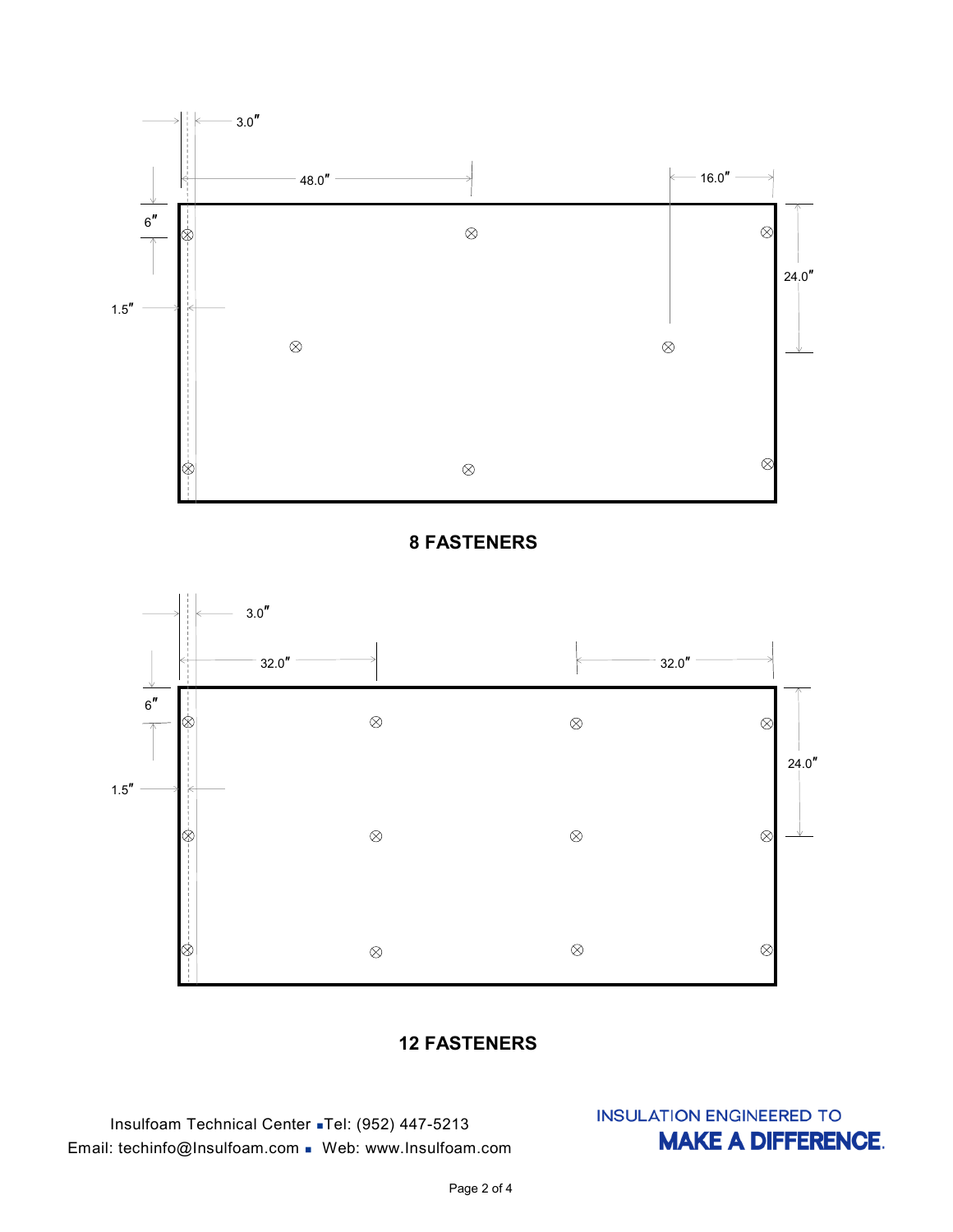3.0″

48.0″

16.0″

6″

24.0″

1.5″

**8 FASTENERS**

3.0″

32.0″

32.0″

6″

24.0″

1.5″

**12 FASTENERS**

Insulfoam Technical Center ▪ Tel: (952) 447-5213
Email: techinfo@Insulfoam.com ▪ Web: www.Insulfoam.com

INSULATION ENGINEERED TO
**MAKE A DIFFERENCE.**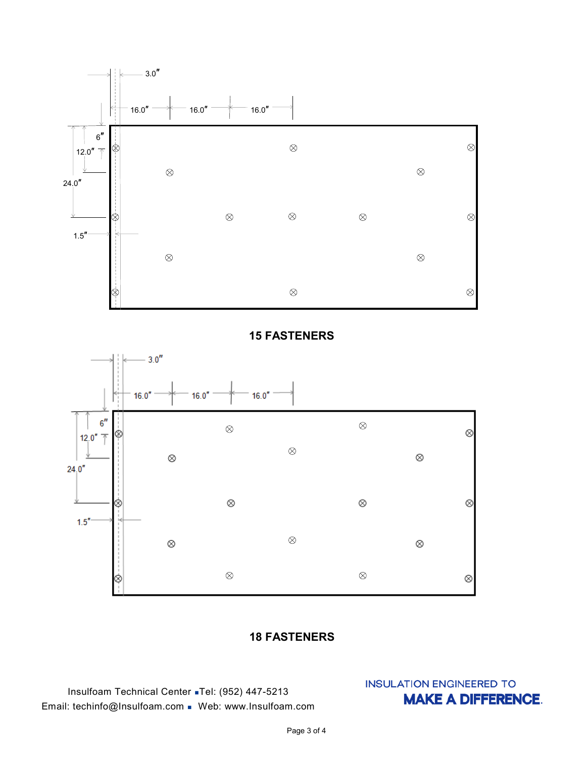3.0″

16.0″ 16.0″ 16.0″

6″

12.0″

24.0″

1.5″

**15 FASTENERS**

3.0″

16.0″ 16.0″ 16.0″

6″

12.0″

24.0″

1.5″

**18 FASTENERS**

Insulfoam Technical Center ▪ Tel: (952) 447-5213
Email: techinfo@Insulfoam.com ▪ Web: www.Insulfoam.com

INSULATION ENGINEERED TO **MAKE A DIFFERENCE.**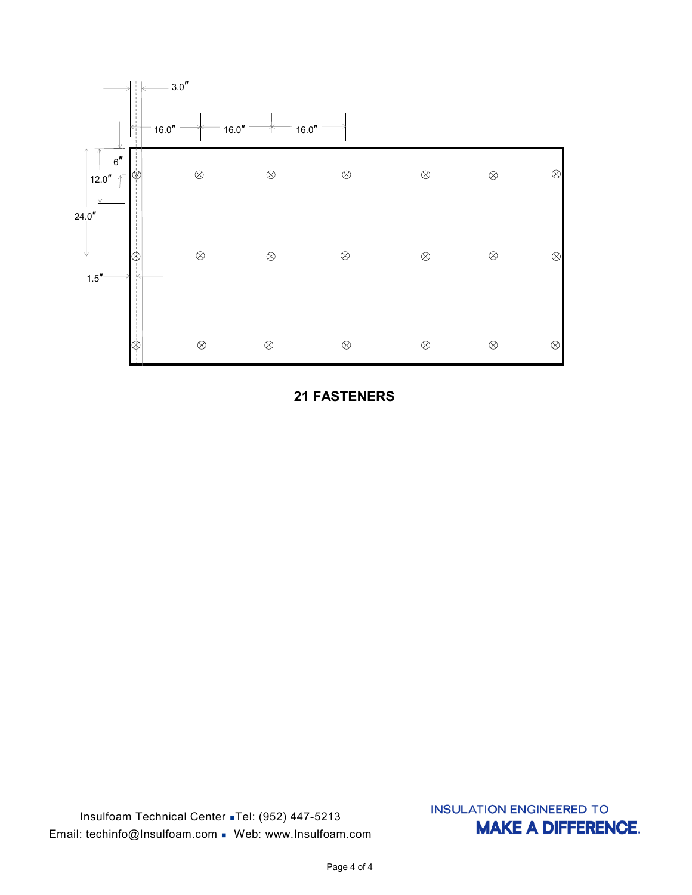3.0″

16.0″

16.0″

16.0″

6″

12.0″

24.0″

1.5″

**21 FASTENERS**

Insulfoam Technical Center ▪ Tel: (952) 447-5213
Email: techinfo@Insulfoam.com ▪ Web: www.Insulfoam.com

INSULATION ENGINEERED TO
**MAKE A DIFFERENCE.**